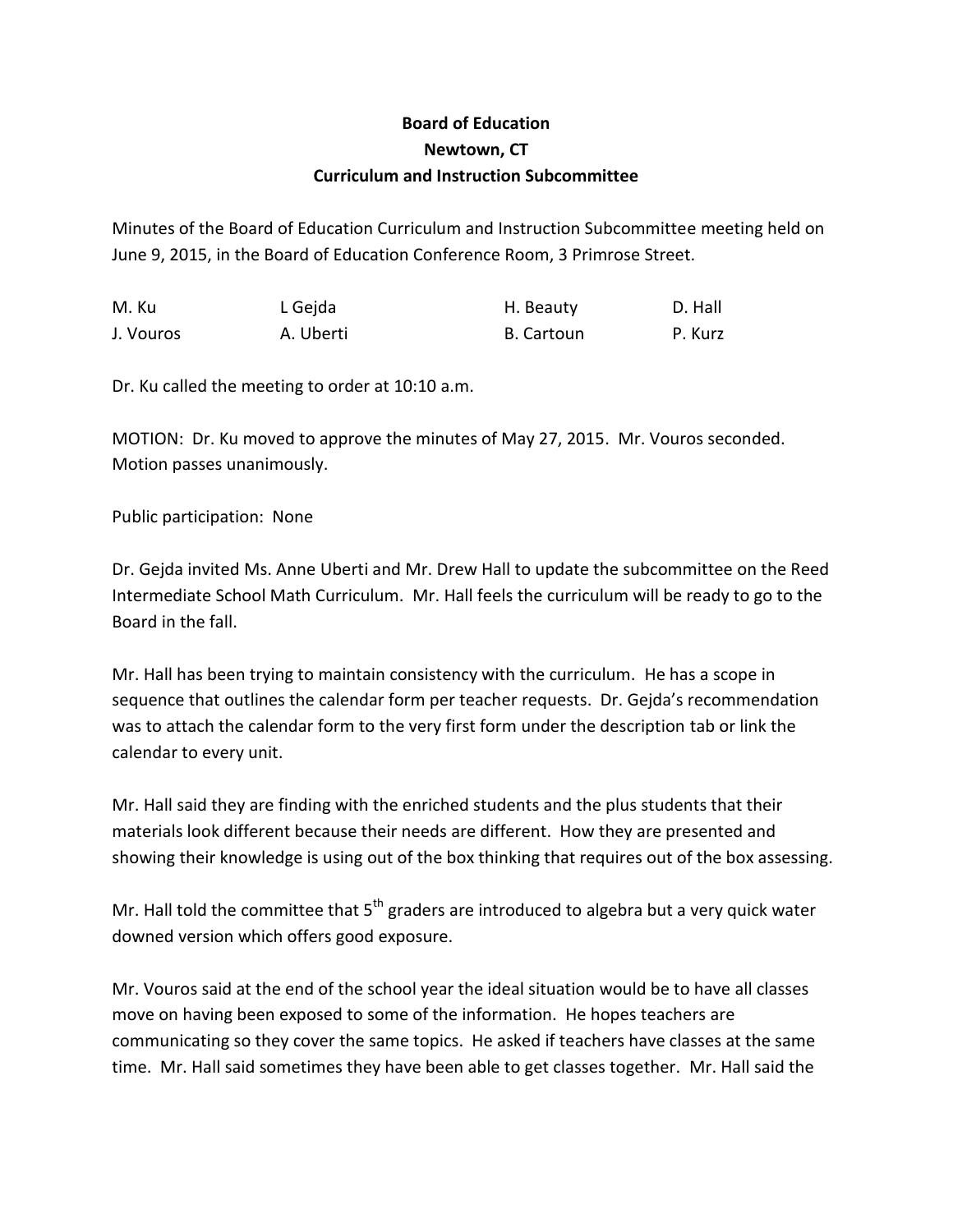**Board of Education**
**Newtown, CT**
**Curriculum and Instruction Subcommittee**

Minutes of the Board of Education Curriculum and Instruction Subcommittee meeting held on June 9, 2015, in the Board of Education Conference Room, 3 Primrose Street.

| | | | |
|---|---|---|---|
| M. Ku | L Gejda | H. Beauty | D. Hall |
| J. Vouros | A. Uberti | B. Cartoun | P. Kurz |

Dr. Ku called the meeting to order at 10:10 a.m.

MOTION: Dr. Ku moved to approve the minutes of May 27, 2015. Mr. Vouros seconded. Motion passes unanimously.

Public participation: None

Dr. Gejda invited Ms. Anne Uberti and Mr. Drew Hall to update the subcommittee on the Reed Intermediate School Math Curriculum. Mr. Hall feels the curriculum will be ready to go to the Board in the fall.

Mr. Hall has been trying to maintain consistency with the curriculum. He has a scope in sequence that outlines the calendar form per teacher requests. Dr. Gejda's recommendation was to attach the calendar form to the very first form under the description tab or link the calendar to every unit.

Mr. Hall said they are finding with the enriched students and the plus students that their materials look different because their needs are different. How they are presented and showing their knowledge is using out of the box thinking that requires out of the box assessing.

Mr. Hall told the committee that 5th graders are introduced to algebra but a very quick water downed version which offers good exposure.

Mr. Vouros said at the end of the school year the ideal situation would be to have all classes move on having been exposed to some of the information. He hopes teachers are communicating so they cover the same topics. He asked if teachers have classes at the same time. Mr. Hall said sometimes they have been able to get classes together. Mr. Hall said the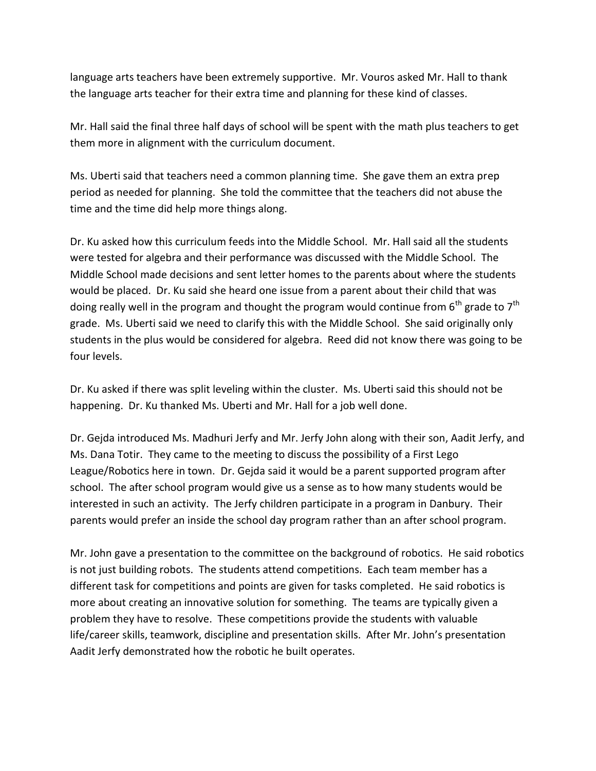language arts teachers have been extremely supportive. Mr. Vouros asked Mr. Hall to thank the language arts teacher for their extra time and planning for these kind of classes.

Mr. Hall said the final three half days of school will be spent with the math plus teachers to get them more in alignment with the curriculum document.

Ms. Uberti said that teachers need a common planning time. She gave them an extra prep period as needed for planning. She told the committee that the teachers did not abuse the time and the time did help more things along.

Dr. Ku asked how this curriculum feeds into the Middle School. Mr. Hall said all the students were tested for algebra and their performance was discussed with the Middle School. The Middle School made decisions and sent letter homes to the parents about where the students would be placed. Dr. Ku said she heard one issue from a parent about their child that was doing really well in the program and thought the program would continue from 6th grade to 7th grade. Ms. Uberti said we need to clarify this with the Middle School. She said originally only students in the plus would be considered for algebra. Reed did not know there was going to be four levels.

Dr. Ku asked if there was split leveling within the cluster. Ms. Uberti said this should not be happening. Dr. Ku thanked Ms. Uberti and Mr. Hall for a job well done.

Dr. Gejda introduced Ms. Madhuri Jerfy and Mr. Jerfy John along with their son, Aadit Jerfy, and Ms. Dana Totir. They came to the meeting to discuss the possibility of a First Lego League/Robotics here in town. Dr. Gejda said it would be a parent supported program after school. The after school program would give us a sense as to how many students would be interested in such an activity. The Jerfy children participate in a program in Danbury. Their parents would prefer an inside the school day program rather than an after school program.

Mr. John gave a presentation to the committee on the background of robotics. He said robotics is not just building robots. The students attend competitions. Each team member has a different task for competitions and points are given for tasks completed. He said robotics is more about creating an innovative solution for something. The teams are typically given a problem they have to resolve. These competitions provide the students with valuable life/career skills, teamwork, discipline and presentation skills. After Mr. John's presentation Aadit Jerfy demonstrated how the robotic he built operates.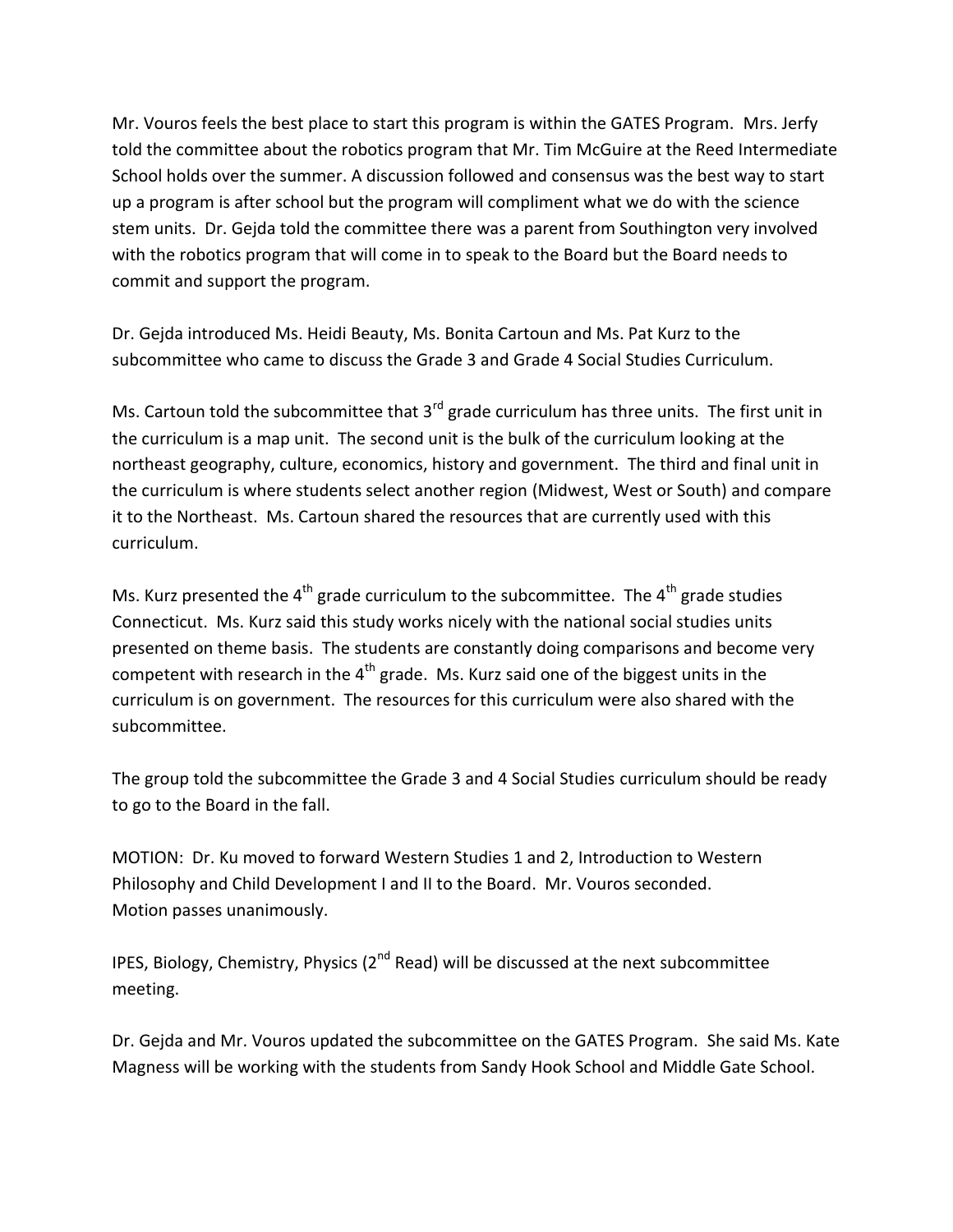Mr. Vouros feels the best place to start this program is within the GATES Program. Mrs. Jerfy told the committee about the robotics program that Mr. Tim McGuire at the Reed Intermediate School holds over the summer. A discussion followed and consensus was the best way to start up a program is after school but the program will compliment what we do with the science stem units. Dr. Gejda told the committee there was a parent from Southington very involved with the robotics program that will come in to speak to the Board but the Board needs to commit and support the program.

Dr. Gejda introduced Ms. Heidi Beauty, Ms. Bonita Cartoun and Ms. Pat Kurz to the subcommittee who came to discuss the Grade 3 and Grade 4 Social Studies Curriculum.

Ms. Cartoun told the subcommittee that 3rd grade curriculum has three units. The first unit in the curriculum is a map unit. The second unit is the bulk of the curriculum looking at the northeast geography, culture, economics, history and government. The third and final unit in the curriculum is where students select another region (Midwest, West or South) and compare it to the Northeast. Ms. Cartoun shared the resources that are currently used with this curriculum.

Ms. Kurz presented the 4th grade curriculum to the subcommittee. The 4th grade studies Connecticut. Ms. Kurz said this study works nicely with the national social studies units presented on theme basis. The students are constantly doing comparisons and become very competent with research in the 4th grade. Ms. Kurz said one of the biggest units in the curriculum is on government. The resources for this curriculum were also shared with the subcommittee.

The group told the subcommittee the Grade 3 and 4 Social Studies curriculum should be ready to go to the Board in the fall.

MOTION: Dr. Ku moved to forward Western Studies 1 and 2, Introduction to Western Philosophy and Child Development I and II to the Board. Mr. Vouros seconded.
Motion passes unanimously.

IPES, Biology, Chemistry, Physics (2nd Read) will be discussed at the next subcommittee meeting.

Dr. Gejda and Mr. Vouros updated the subcommittee on the GATES Program. She said Ms. Kate Magness will be working with the students from Sandy Hook School and Middle Gate School.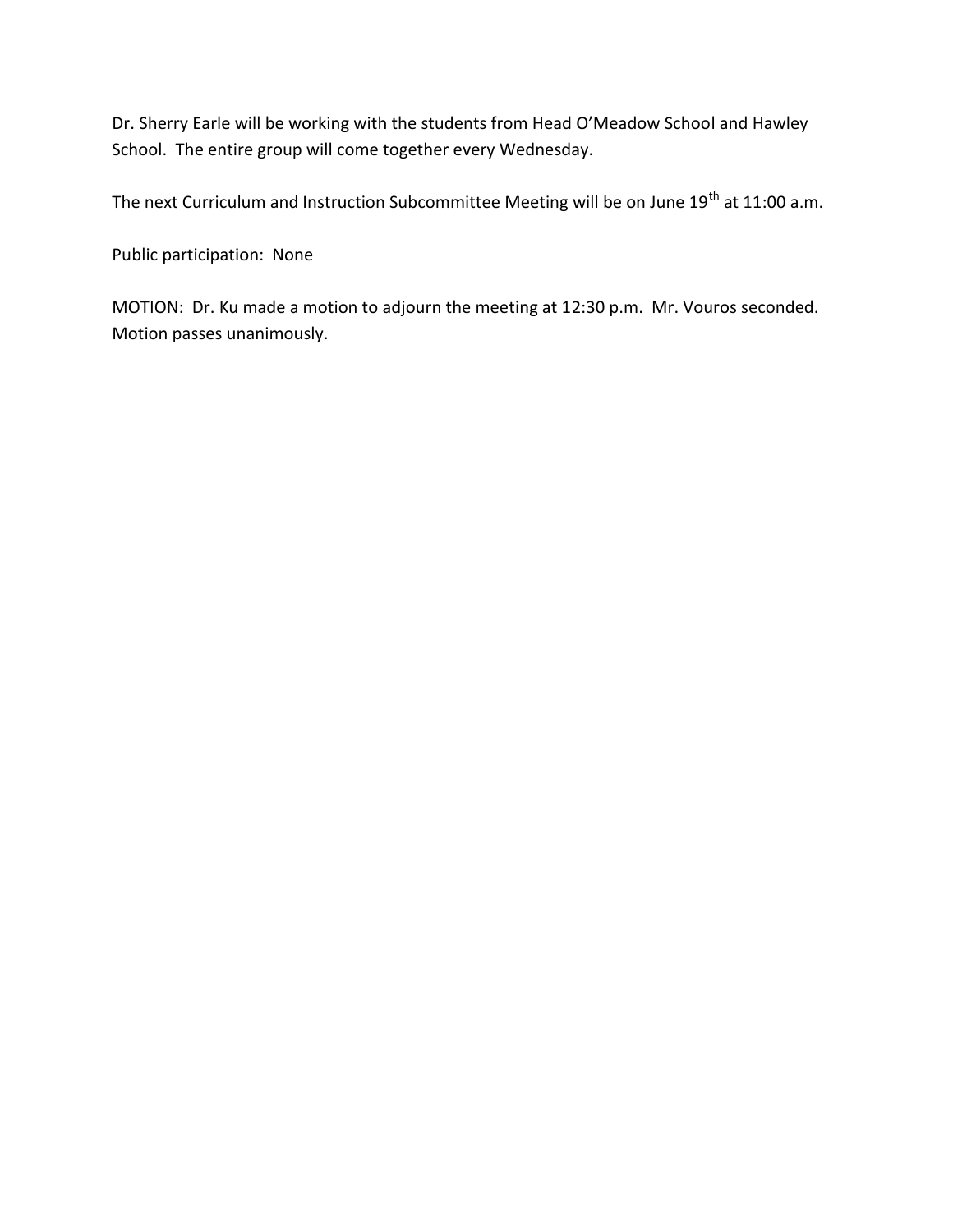Dr. Sherry Earle will be working with the students from Head O'Meadow School and Hawley School. The entire group will come together every Wednesday.

The next Curriculum and Instruction Subcommittee Meeting will be on June 19th at 11:00 a.m.

Public participation: None

MOTION: Dr. Ku made a motion to adjourn the meeting at 12:30 p.m. Mr. Vouros seconded. Motion passes unanimously.